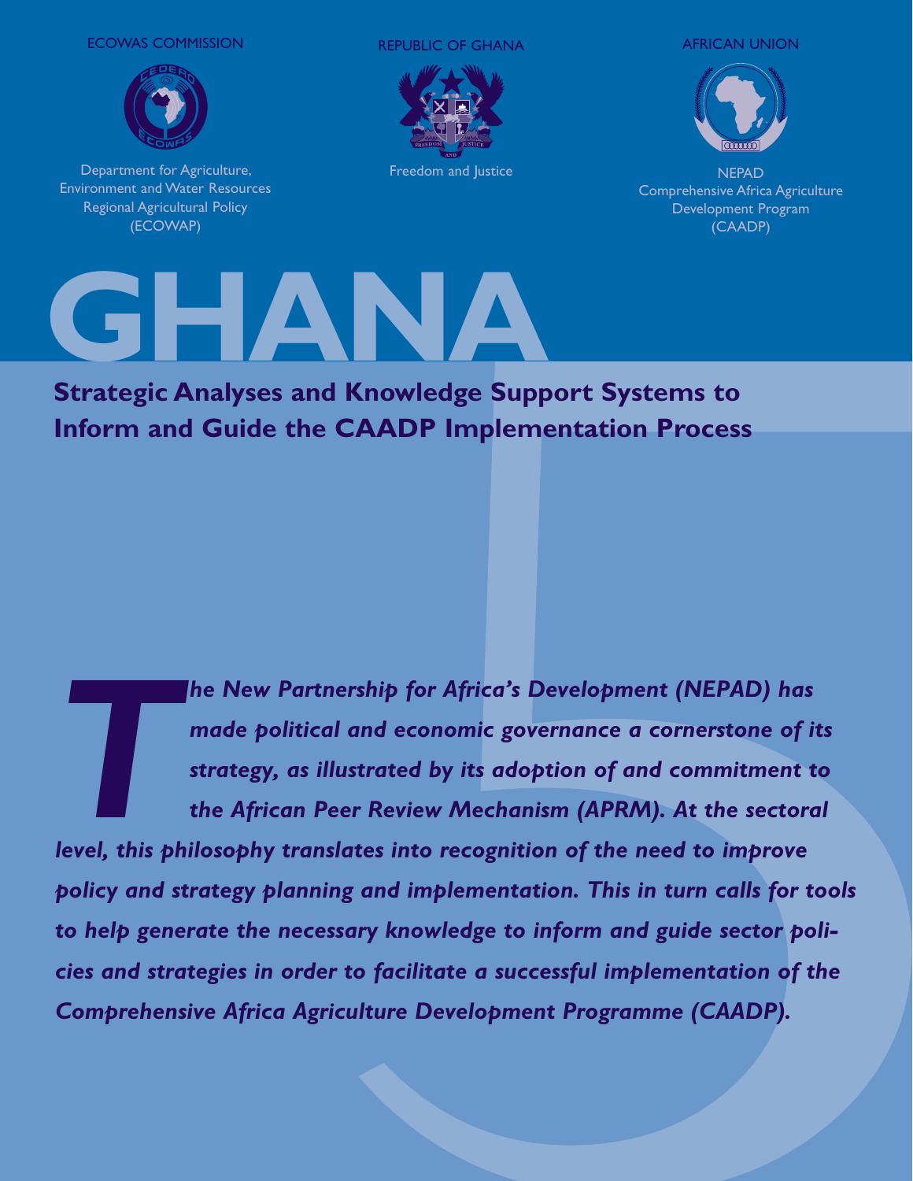ECOWAS COMMISSION

Department for Agriculture, Environment and Water Resources Regional Agricultural Policy (ECOWAP)

REPUBLIC OF GHANA

Freedom and Justice

AFRICAN UNION

NEPAD Comprehensive Africa Agriculture Development Program (CAADP)

# GHANA

## Strategic Analyses and Knowledge Support Systems to Inform and Guide the CAADP Implementation Process

***The New Partnership for Africa's Development (NEPAD) has made political and economic governance a cornerstone of its strategy, as illustrated by its adoption of and commitment to the African Peer Review Mechanism (APRM). At the sectoral level, this philosophy translates into recognition of the need to improve policy and strategy planning and implementation. This in turn calls for tools to help generate the necessary knowledge to inform and guide sector policies and strategies in order to facilitate a successful implementation of the Comprehensive Africa Agriculture Development Programme (CAADP).***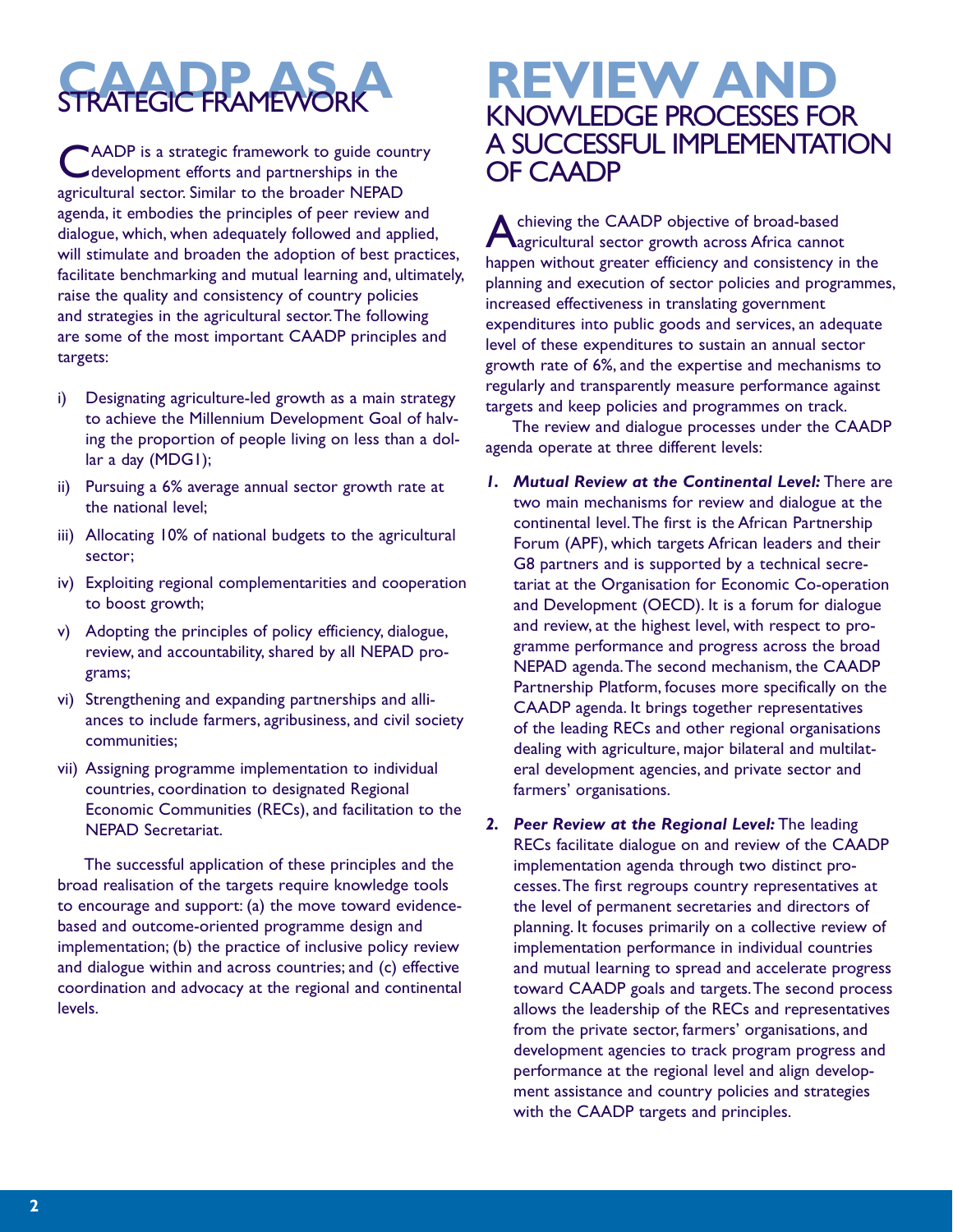# CAADP AS A STRATEGIC FRAMEWORK

CAADP is a strategic framework to guide country development efforts and partnerships in the agricultural sector. Similar to the broader NEPAD agenda, it embodies the principles of peer review and dialogue, which, when adequately followed and applied, will stimulate and broaden the adoption of best practices, facilitate benchmarking and mutual learning and, ultimately, raise the quality and consistency of country policies and strategies in the agricultural sector. The following are some of the most important CAADP principles and targets:

i) Designating agriculture-led growth as a main strategy to achieve the Millennium Development Goal of halving the proportion of people living on less than a dollar a day (MDG1);

ii) Pursuing a 6% average annual sector growth rate at the national level;

iii) Allocating 10% of national budgets to the agricultural sector;

iv) Exploiting regional complementarities and cooperation to boost growth;

v) Adopting the principles of policy efficiency, dialogue, review, and accountability, shared by all NEPAD programs;

vi) Strengthening and expanding partnerships and alliances to include farmers, agribusiness, and civil society communities;

vii) Assigning programme implementation to individual countries, coordination to designated Regional Economic Communities (RECs), and facilitation to the NEPAD Secretariat.

The successful application of these principles and the broad realisation of the targets require knowledge tools to encourage and support: (a) the move toward evidence-based and outcome-oriented programme design and implementation; (b) the practice of inclusive policy review and dialogue within and across countries; and (c) effective coordination and advocacy at the regional and continental levels.

# REVIEW AND KNOWLEDGE PROCESSES FOR A SUCCESSFUL IMPLEMENTATION OF CAADP

Achieving the CAADP objective of broad-based agricultural sector growth across Africa cannot happen without greater efficiency and consistency in the planning and execution of sector policies and programmes, increased effectiveness in translating government expenditures into public goods and services, an adequate level of these expenditures to sustain an annual sector growth rate of 6%, and the expertise and mechanisms to regularly and transparently measure performance against targets and keep policies and programmes on track.

The review and dialogue processes under the CAADP agenda operate at three different levels:

1. ***Mutual Review at the Continental Level:*** There are two main mechanisms for review and dialogue at the continental level. The first is the African Partnership Forum (APF), which targets African leaders and their G8 partners and is supported by a technical secretariat at the Organisation for Economic Co-operation and Development (OECD). It is a forum for dialogue and review, at the highest level, with respect to programme performance and progress across the broad NEPAD agenda. The second mechanism, the CAADP Partnership Platform, focuses more specifically on the CAADP agenda. It brings together representatives of the leading RECs and other regional organisations dealing with agriculture, major bilateral and multilateral development agencies, and private sector and farmers' organisations.

2. ***Peer Review at the Regional Level:*** The leading RECs facilitate dialogue on and review of the CAADP implementation agenda through two distinct processes. The first regroups country representatives at the level of permanent secretaries and directors of planning. It focuses primarily on a collective review of implementation performance in individual countries and mutual learning to spread and accelerate progress toward CAADP goals and targets. The second process allows the leadership of the RECs and representatives from the private sector, farmers' organisations, and development agencies to track program progress and performance at the regional level and align development assistance and country policies and strategies with the CAADP targets and principles.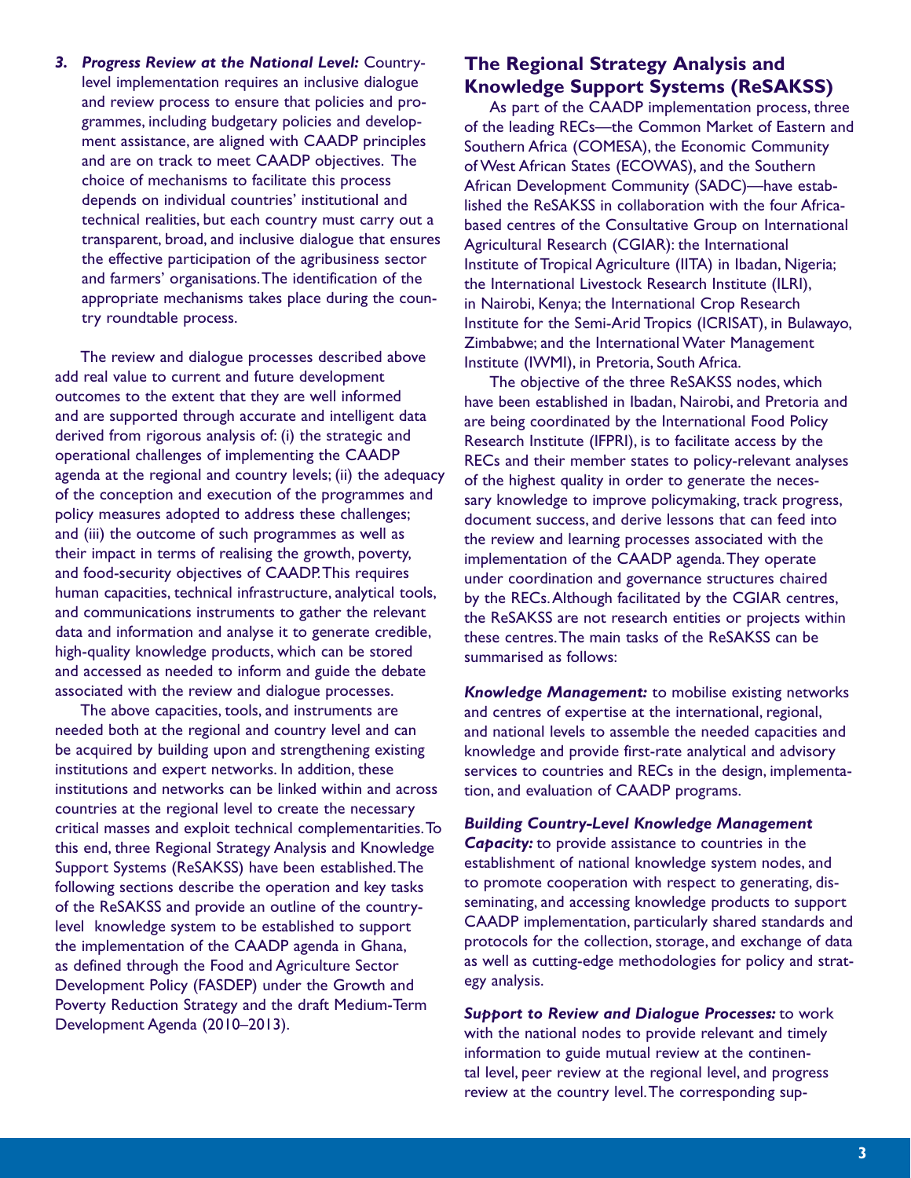3. ***Progress Review at the National Level:*** Country-level implementation requires an inclusive dialogue and review process to ensure that policies and programmes, including budgetary policies and development assistance, are aligned with CAADP principles and are on track to meet CAADP objectives. The choice of mechanisms to facilitate this process depends on individual countries' institutional and technical realities, but each country must carry out a transparent, broad, and inclusive dialogue that ensures the effective participation of the agribusiness sector and farmers' organisations. The identification of the appropriate mechanisms takes place during the country roundtable process.

The review and dialogue processes described above add real value to current and future development outcomes to the extent that they are well informed and are supported through accurate and intelligent data derived from rigorous analysis of: (i) the strategic and operational challenges of implementing the CAADP agenda at the regional and country levels; (ii) the adequacy of the conception and execution of the programmes and policy measures adopted to address these challenges; and (iii) the outcome of such programmes as well as their impact in terms of realising the growth, poverty, and food-security objectives of CAADP. This requires human capacities, technical infrastructure, analytical tools, and communications instruments to gather the relevant data and information and analyse it to generate credible, high-quality knowledge products, which can be stored and accessed as needed to inform and guide the debate associated with the review and dialogue processes.

The above capacities, tools, and instruments are needed both at the regional and country level and can be acquired by building upon and strengthening existing institutions and expert networks. In addition, these institutions and networks can be linked within and across countries at the regional level to create the necessary critical masses and exploit technical complementarities. To this end, three Regional Strategy Analysis and Knowledge Support Systems (ReSAKSS) have been established. The following sections describe the operation and key tasks of the ReSAKSS and provide an outline of the country-level knowledge system to be established to support the implementation of the CAADP agenda in Ghana, as defined through the Food and Agriculture Sector Development Policy (FASDEP) under the Growth and Poverty Reduction Strategy and the draft Medium-Term Development Agenda (2010–2013).

## The Regional Strategy Analysis and Knowledge Support Systems (ReSAKSS)

As part of the CAADP implementation process, three of the leading RECs—the Common Market of Eastern and Southern Africa (COMESA), the Economic Community of West African States (ECOWAS), and the Southern African Development Community (SADC)—have established the ReSAKSS in collaboration with the four Africa-based centres of the Consultative Group on International Agricultural Research (CGIAR): the International Institute of Tropical Agriculture (IITA) in Ibadan, Nigeria; the International Livestock Research Institute (ILRI), in Nairobi, Kenya; the International Crop Research Institute for the Semi-Arid Tropics (ICRISAT), in Bulawayo, Zimbabwe; and the International Water Management Institute (IWMI), in Pretoria, South Africa.

The objective of the three ReSAKSS nodes, which have been established in Ibadan, Nairobi, and Pretoria and are being coordinated by the International Food Policy Research Institute (IFPRI), is to facilitate access by the RECs and their member states to policy-relevant analyses of the highest quality in order to generate the necessary knowledge to improve policymaking, track progress, document success, and derive lessons that can feed into the review and learning processes associated with the implementation of the CAADP agenda. They operate under coordination and governance structures chaired by the RECs. Although facilitated by the CGIAR centres, the ReSAKSS are not research entities or projects within these centres. The main tasks of the ReSAKSS can be summarised as follows:

***Knowledge Management:*** to mobilise existing networks and centres of expertise at the international, regional, and national levels to assemble the needed capacities and knowledge and provide first-rate analytical and advisory services to countries and RECs in the design, implementation, and evaluation of CAADP programs.

***Building Country-Level Knowledge Management Capacity:*** to provide assistance to countries in the establishment of national knowledge system nodes, and to promote cooperation with respect to generating, disseminating, and accessing knowledge products to support CAADP implementation, particularly shared standards and protocols for the collection, storage, and exchange of data as well as cutting-edge methodologies for policy and strategy analysis.

***Support to Review and Dialogue Processes:*** to work with the national nodes to provide relevant and timely information to guide mutual review at the continental level, peer review at the regional level, and progress review at the country level. The corresponding sup-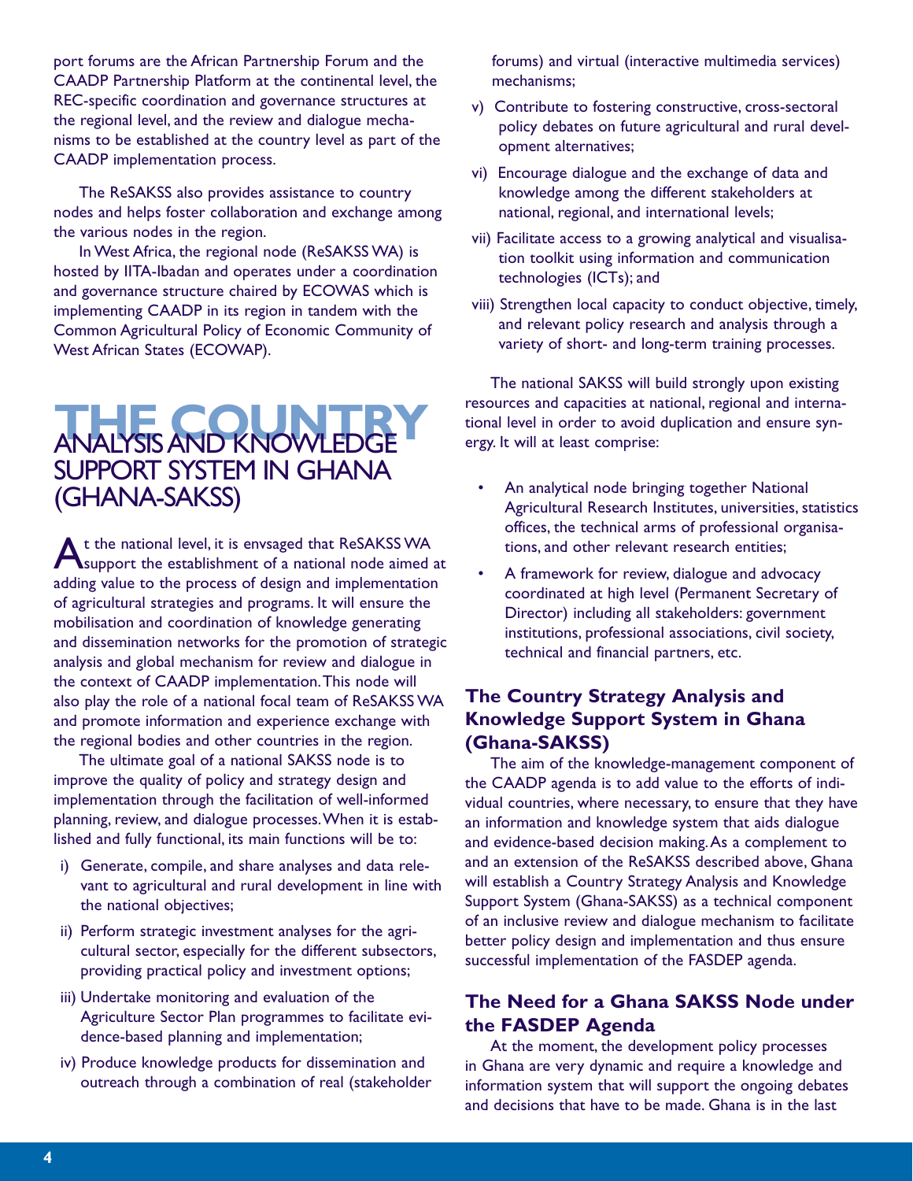port forums are the African Partnership Forum and the CAADP Partnership Platform at the continental level, the REC-specific coordination and governance structures at the regional level, and the review and dialogue mechanisms to be established at the country level as part of the CAADP implementation process.

The ReSAKSS also provides assistance to country nodes and helps foster collaboration and exchange among the various nodes in the region.

In West Africa, the regional node (ReSAKSS WA) is hosted by IITA-Ibadan and operates under a coordination and governance structure chaired by ECOWAS which is implementing CAADP in its region in tandem with the Common Agricultural Policy of Economic Community of West African States (ECOWAP).

# THE COUNTRY ANALYSIS AND KNOWLEDGE SUPPORT SYSTEM IN GHANA (GHANA-SAKSS)

At the national level, it is envsaged that ReSAKSS WA support the establishment of a national node aimed at adding value to the process of design and implementation of agricultural strategies and programs. It will ensure the mobilisation and coordination of knowledge generating and dissemination networks for the promotion of strategic analysis and global mechanism for review and dialogue in the context of CAADP implementation. This node will also play the role of a national focal team of ReSAKSS WA and promote information and experience exchange with the regional bodies and other countries in the region.

The ultimate goal of a national SAKSS node is to improve the quality of policy and strategy design and implementation through the facilitation of well-informed planning, review, and dialogue processes. When it is established and fully functional, its main functions will be to:

i) Generate, compile, and share analyses and data relevant to agricultural and rural development in line with the national objectives;
ii) Perform strategic investment analyses for the agricultural sector, especially for the different subsectors, providing practical policy and investment options;
iii) Undertake monitoring and evaluation of the Agriculture Sector Plan programmes to facilitate evidence-based planning and implementation;
iv) Produce knowledge products for dissemination and outreach through a combination of real (stakeholder forums) and virtual (interactive multimedia services) mechanisms;
v) Contribute to fostering constructive, cross-sectoral policy debates on future agricultural and rural development alternatives;
vi) Encourage dialogue and the exchange of data and knowledge among the different stakeholders at national, regional, and international levels;
vii) Facilitate access to a growing analytical and visualisation toolkit using information and communication technologies (ICTs); and
viii) Strengthen local capacity to conduct objective, timely, and relevant policy research and analysis through a variety of short- and long-term training processes.

The national SAKSS will build strongly upon existing resources and capacities at national, regional and international level in order to avoid duplication and ensure synergy. It will at least comprise:

- An analytical node bringing together National Agricultural Research Institutes, universities, statistics offices, the technical arms of professional organisations, and other relevant research entities;
- A framework for review, dialogue and advocacy coordinated at high level (Permanent Secretary of Director) including all stakeholders: government institutions, professional associations, civil society, technical and financial partners, etc.

## The Country Strategy Analysis and Knowledge Support System in Ghana (Ghana-SAKSS)

The aim of the knowledge-management component of the CAADP agenda is to add value to the efforts of individual countries, where necessary, to ensure that they have an information and knowledge system that aids dialogue and evidence-based decision making. As a complement to and an extension of the ReSAKSS described above, Ghana will establish a Country Strategy Analysis and Knowledge Support System (Ghana-SAKSS) as a technical component of an inclusive review and dialogue mechanism to facilitate better policy design and implementation and thus ensure successful implementation of the FASDEP agenda.

## The Need for a Ghana SAKSS Node under the FASDEP Agenda

At the moment, the development policy processes in Ghana are very dynamic and require a knowledge and information system that will support the ongoing debates and decisions that have to be made. Ghana is in the last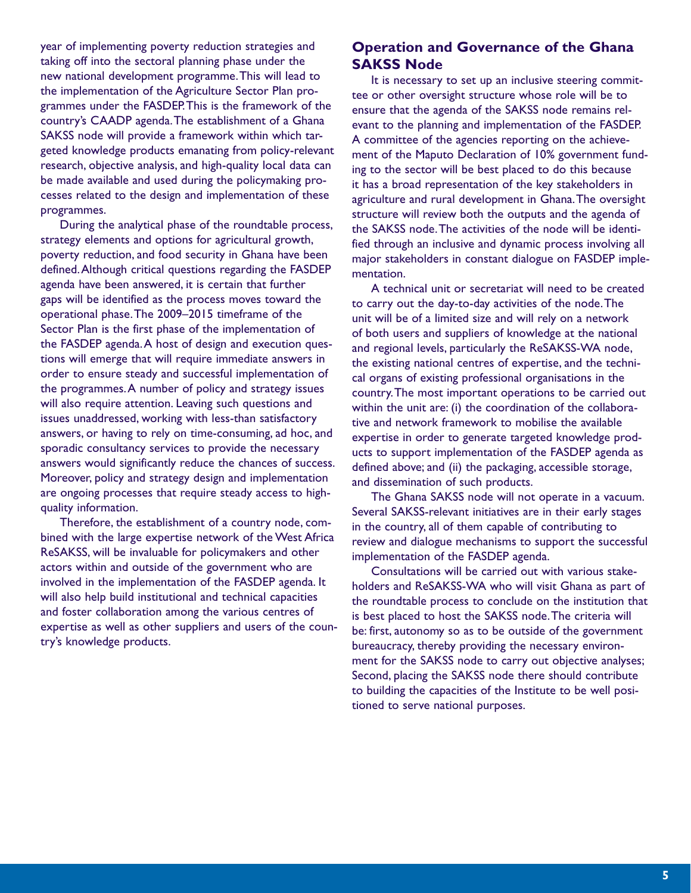year of implementing poverty reduction strategies and taking off into the sectoral planning phase under the new national development programme. This will lead to the implementation of the Agriculture Sector Plan programmes under the FASDEP. This is the framework of the country's CAADP agenda. The establishment of a Ghana SAKSS node will provide a framework within which targeted knowledge products emanating from policy-relevant research, objective analysis, and high-quality local data can be made available and used during the policymaking processes related to the design and implementation of these programmes.

During the analytical phase of the roundtable process, strategy elements and options for agricultural growth, poverty reduction, and food security in Ghana have been defined. Although critical questions regarding the FASDEP agenda have been answered, it is certain that further gaps will be identified as the process moves toward the operational phase. The 2009–2015 timeframe of the Sector Plan is the first phase of the implementation of the FASDEP agenda. A host of design and execution questions will emerge that will require immediate answers in order to ensure steady and successful implementation of the programmes. A number of policy and strategy issues will also require attention. Leaving such questions and issues unaddressed, working with less-than satisfactory answers, or having to rely on time-consuming, ad hoc, and sporadic consultancy services to provide the necessary answers would significantly reduce the chances of success. Moreover, policy and strategy design and implementation are ongoing processes that require steady access to high-quality information.

Therefore, the establishment of a country node, combined with the large expertise network of the West Africa ReSAKSS, will be invaluable for policymakers and other actors within and outside of the government who are involved in the implementation of the FASDEP agenda. It will also help build institutional and technical capacities and foster collaboration among the various centres of expertise as well as other suppliers and users of the country's knowledge products.

## Operation and Governance of the Ghana SAKSS Node

It is necessary to set up an inclusive steering committee or other oversight structure whose role will be to ensure that the agenda of the SAKSS node remains relevant to the planning and implementation of the FASDEP. A committee of the agencies reporting on the achievement of the Maputo Declaration of 10% government funding to the sector will be best placed to do this because it has a broad representation of the key stakeholders in agriculture and rural development in Ghana. The oversight structure will review both the outputs and the agenda of the SAKSS node. The activities of the node will be identified through an inclusive and dynamic process involving all major stakeholders in constant dialogue on FASDEP implementation.

A technical unit or secretariat will need to be created to carry out the day-to-day activities of the node. The unit will be of a limited size and will rely on a network of both users and suppliers of knowledge at the national and regional levels, particularly the ReSAKSS-WA node, the existing national centres of expertise, and the technical organs of existing professional organisations in the country. The most important operations to be carried out within the unit are: (i) the coordination of the collaborative and network framework to mobilise the available expertise in order to generate targeted knowledge products to support implementation of the FASDEP agenda as defined above; and (ii) the packaging, accessible storage, and dissemination of such products.

The Ghana SAKSS node will not operate in a vacuum. Several SAKSS-relevant initiatives are in their early stages in the country, all of them capable of contributing to review and dialogue mechanisms to support the successful implementation of the FASDEP agenda.

Consultations will be carried out with various stakeholders and ReSAKSS-WA who will visit Ghana as part of the roundtable process to conclude on the institution that is best placed to host the SAKSS node. The criteria will be: first, autonomy so as to be outside of the government bureaucracy, thereby providing the necessary environment for the SAKSS node to carry out objective analyses; Second, placing the SAKSS node there should contribute to building the capacities of the Institute to be well positioned to serve national purposes.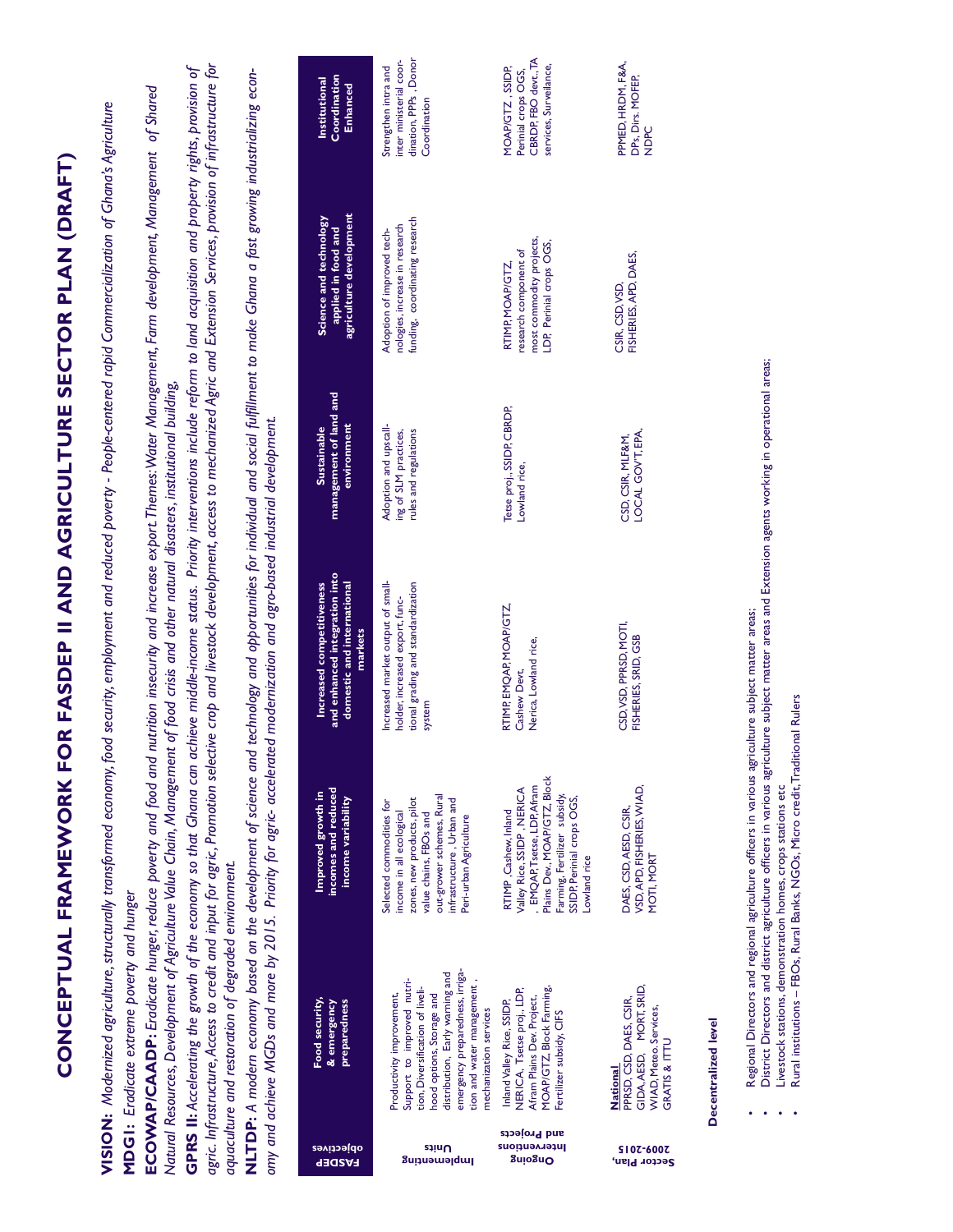# CONCEPTUAL FRAMEWORK FOR FASDEP II AND AGRICULTURE SECTOR PLAN (DRAFT)

**VISION:** *Modernized agriculture, structurally transformed economy, food security, employment and reduced poverty - People-centered rapid Commercialization of Ghana's Agriculture*

**MDG1:** *Eradicate extreme poverty and hunger*

**ECOWAP/CAADP:** *Eradicate hunger, reduce poverty and food and nutrition insecurity and increase export Themes: Water Management, Farm development, Management of Shared Natural Resources, Development of Agriculture Value Chain, Management of food crisis and other natural disasters, institutional building,*

**GPRS II:** *Accelerating the growth of the economy so that Ghana can achieve middle-income status. Priority interventions include reform to land acquisition and property rights, provision of agric. Infrastructure, Access to credit and input for agric, Promotion selective crop and livestock development, access to mechanized Agric and Extension Services, provision of infrastructure for aquaculture and restoration of degraded environment.*

**NLTDP:** *A modern economy based on the development of science and technology and opportunities for individual and social fulfillment to make Ghana a fast growing industrializing economy and achieve MGDs and more by 2015. Priority for agric- accelerated modernization and agro-based industrial development.*

| FASDEP objectives | Food security, & emergency preparedness | Improved growth in incomes and reduced income variability | Increased competitiveness and enhanced integration into domestic and international markets | Sustainable management of land and environment | Science and technology applied in food and agriculture development | Institutional Coordination Enhanced |
|---|---|---|---|---|---|---|
| | Productivity improvement, Support to improved nutrition, Diversification of livelihood options, Storage and distribution, Early warning and emergency preparedness, irrigation and water management, mechanization services | Selected commodities for income in all ecological zones, new products, pilot value chains, FBOs and out-grower schemes, Rural infrastructure, Urban and Peri-urban Agriculture | Increased market output of smallholder, increased export, functional grading and standardization system | Adoption and upscaling of SLM practices, rules and regulations | Adoption of improved technologies, increase in research funding, coordinating research | Strengthen intra and inter ministerial coordination, PPPs, Donor Coordination |
| Ongoing Interventions and Projects | Inland Valley Rice, SSIDP, NERICA, Tsetse proj., LDP, Afram Plains Dev. Project, MOAP/GTZ, Block Farming, Fertilizer subsidy, CIFS | RTIMP, Cashew, Inland Valley Rice, SSIDP, NERICA, EMQAP, Tsetse, LDP, Afram Plains Dev., MOAP/GTZ, Block Farming, Fertilizer subsidy, SSIDP, Perinial crops OGS, Lowland rice | RTIMP, EMQAP, MOAP/GTZ, Cashew Devt, Nerica, Lowland rice, | Tetse proj., SSIDP, CBRDP, Lowland rice, | RTIMP, MOAP/GTZ, research component of most commodity projects, LDP, Perinial crops OGS, | MOAP/GTZ, SSIDP, Perinial crops OGS, CBRDP, FBO devt., TA services, Surveilance, |
| Implementing Units Sector Plan, 2009-2015 | **National** PPRSD, CSD, DAES, CSIR, GIDA, AESD, MORT, SRID, WIAD, Meteo. Services, GRATIS & ITTU | DAES, CSD, AESD, CSIR, VSD, APD, FISHERIES, WIAD, MOTI, MORT | CSD, VSD, PPRSD, MOTI, FISHERIES, SRID, GSB | CSD, CSIR, MLF&M, LOCAL GOVT, EPA, | CSIR, CSD, VSD, FISHERIES, APD, DAES, | PPMED, HRDM, F&A, DPs, Dirs. MOFEP, NDPC |

**Decentralized level**

- Regional Directors and regional agriculture officers in various agriculture subject matter areas;
- District Directors and district agriculture officers in various agriculture subject matter areas and Extension agents working in operational areas;
- Livestock stations, demonstration homes, crops stations etc
- Rural institutions – FBOs, Rural Banks, NGOs, Micro credit, Traditional Rulers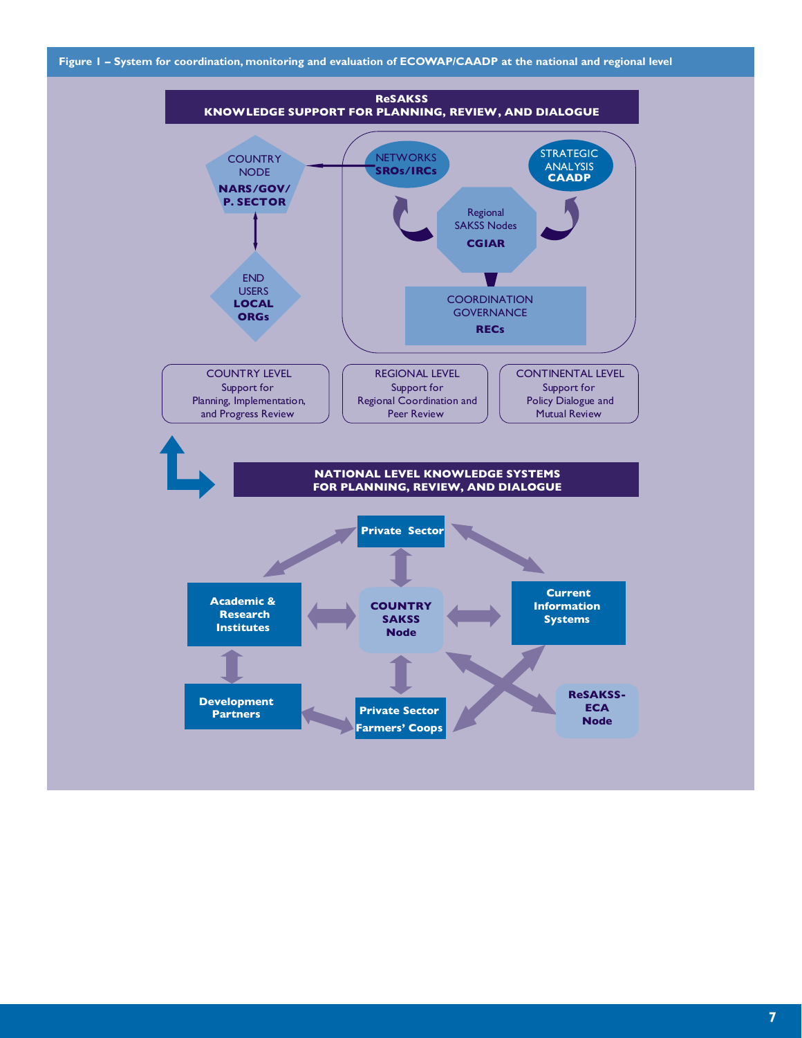**Figure 1 – System for coordination, monitoring and evaluation of ECOWAP/CAADP at the national and regional level**

**ReSAKSS**
**KNOWLEDGE SUPPORT FOR PLANNING, REVIEW, AND DIALOGUE**

COUNTRY NODE **NARS/GOV/ P. SECTOR**

NETWORKS **SROs/IRCs**

STRATEGIC ANALYSIS **CAADP**

Regional SAKSS Nodes **CGIAR**

END USERS **LOCAL ORGs**

COORDINATION GOVERNANCE **RECs**

COUNTRY LEVEL
Support for Planning, Implementation, and Progress Review

REGIONAL LEVEL
Support for Regional Coordination and Peer Review

CONTINENTAL LEVEL
Support for Policy Dialogue and Mutual Review

**NATIONAL LEVEL KNOWLEDGE SYSTEMS FOR PLANNING, REVIEW, AND DIALOGUE**

**Private Sector**

**Academic & Research Institutes**

**COUNTRY SAKSS Node**

**Current Information Systems**

**Development Partners**

**Private Sector Farmers' Coops**

**ReSAKSS-ECA Node**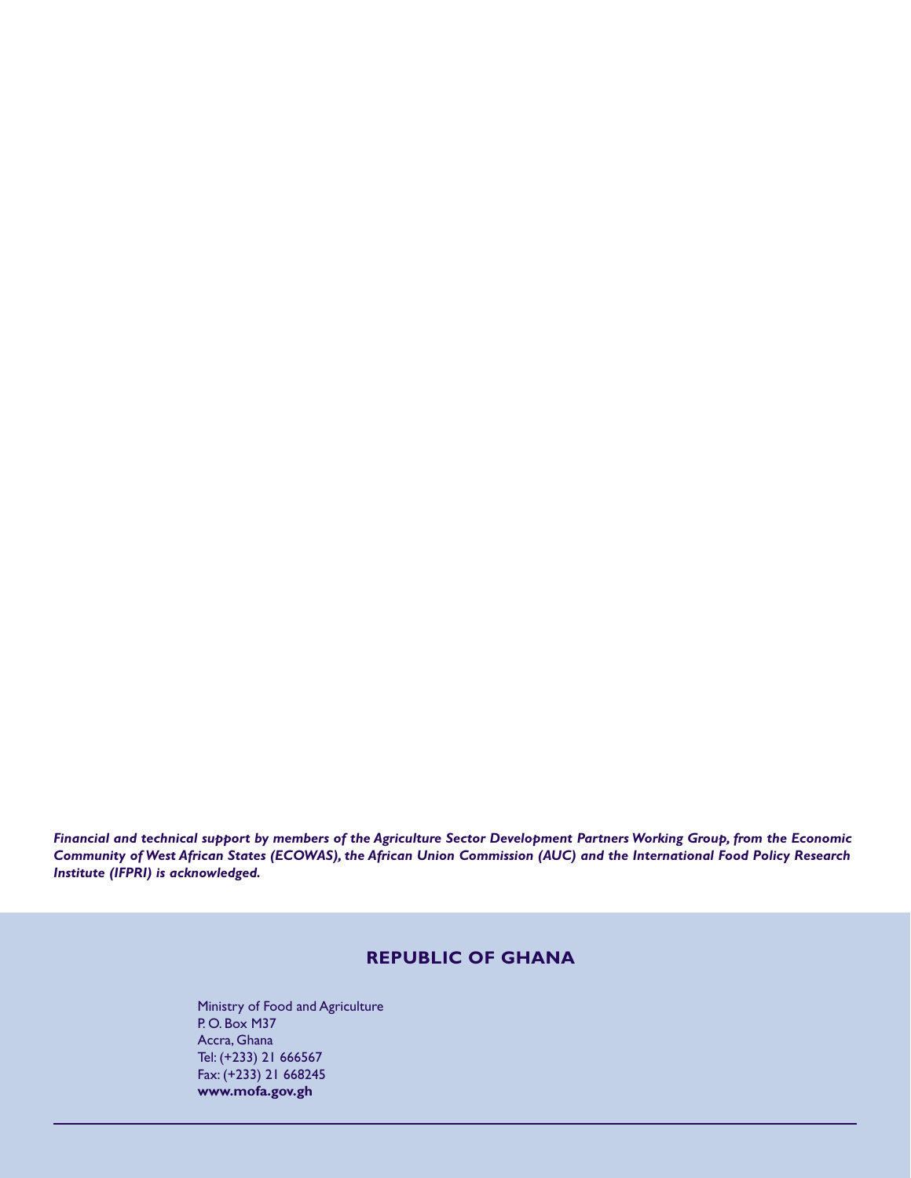***Financial and technical support by members of the Agriculture Sector Development Partners Working Group, from the Economic Community of West African States (ECOWAS), the African Union Commission (AUC) and the International Food Policy Research Institute (IFPRI) is acknowledged.***

## REPUBLIC OF GHANA

Ministry of Food and Agriculture
P. O. Box M37
Accra, Ghana
Tel: (+233) 21 666567
Fax: (+233) 21 668245
**www.mofa.gov.gh**